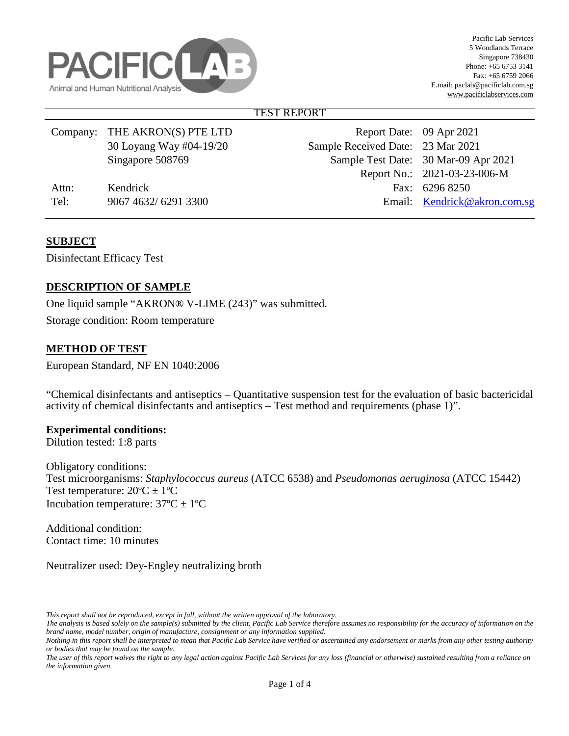PACIFIC LAB
Animal and Human Nutritional Analysis

Pacific Lab Services
5 Woodlands Terrace
Singapore 738430
Phone: +65 6753 3141
Fax: +65 6759 2066
E.mail: paclab@pacificlab.com.sg
www.pacificlabservices.com

TEST REPORT

| | | | |
|---|---|---|---|
| Company: | THE AKRON(S) PTE LTD | Report Date: | 09 Apr 2021 |
| | 30 Loyang Way #04-19/20 | Sample Received Date: | 23 Mar 2021 |
| | Singapore 508769 | Sample Test Date: | 30 Mar-09 Apr 2021 |
| | | Report No.: | 2021-03-23-006-M |
| Attn: | Kendrick | Fax: | 6296 8250 |
| Tel: | 9067 4632/ 6291 3300 | Email: | Kendrick@akron.com.sg |

## SUBJECT

Disinfectant Efficacy Test

## DESCRIPTION OF SAMPLE

One liquid sample "AKRON® V-LIME (243)" was submitted.

Storage condition: Room temperature

## METHOD OF TEST

European Standard, NF EN 1040:2006

"Chemical disinfectants and antiseptics – Quantitative suspension test for the evaluation of basic bactericidal activity of chemical disinfectants and antiseptics – Test method and requirements (phase 1)".

**Experimental conditions:**
Dilution tested: 1:8 parts

Obligatory conditions:
Test microorganisms: *Staphylococcus aureus* (ATCC 6538) and *Pseudomonas aeruginosa* (ATCC 15442)
Test temperature: 20ºC ± 1ºC
Incubation temperature: 37ºC ± 1ºC

Additional condition:
Contact time: 10 minutes

Neutralizer used: Dey-Engley neutralizing broth

*This report shall not be reproduced, except in full, without the written approval of the laboratory.*
*The analysis is based solely on the sample(s) submitted by the client. Pacific Lab Service therefore assumes no responsibility for the accuracy of information on the brand name, model number, origin of manufacture, consignment or any information supplied.*
*Nothing in this report shall be interpreted to mean that Pacific Lab Service have verified or ascertained any endorsement or marks from any other testing authority or bodies that may be found on the sample.*
*The user of this report waives the right to any legal action against Pacific Lab Services for any loss (financial or otherwise) sustained resulting from a reliance on the information given.*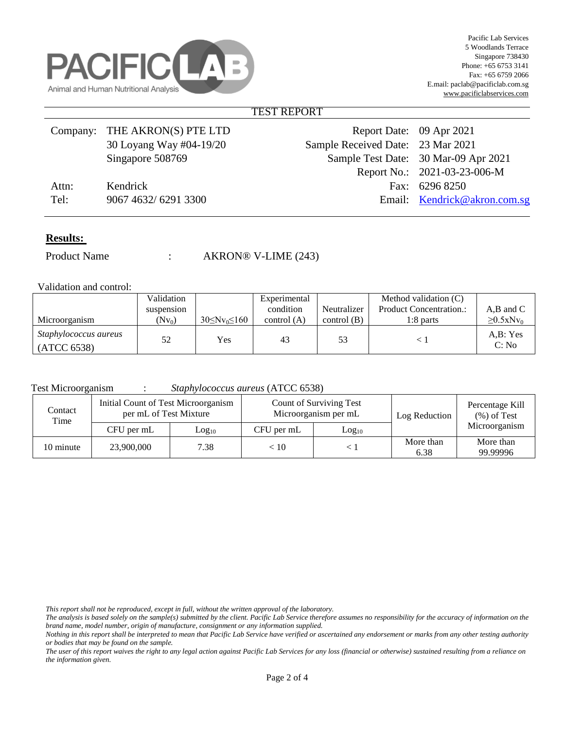Pacific Lab Services
5 Woodlands Terrace
Singapore 738430
Phone: +65 6753 3141
Fax: +65 6759 2066
E.mail: paclab@pacificlab.com.sg
www.pacificlabservices.com

PACIFIC LAB
Animal and Human Nutritional Analysis

# TEST REPORT

| | | | |
|---|---|---|---|
| Company: | THE AKRON(S) PTE LTD | Report Date: | 09 Apr 2021 |
| | 30 Loyang Way #04-19/20 | Sample Received Date: | 23 Mar 2021 |
| | Singapore 508769 | Sample Test Date: | 30 Mar-09 Apr 2021 |
| | | Report No.: | 2021-03-23-006-M |
| Attn: | Kendrick | Fax: | 6296 8250 |
| Tel: | 9067 4632/ 6291 3300 | Email: | Kendrick@akron.com.sg |

**Results:**

Product Name : AKRON® V-LIME (243)

Validation and control:

| Microorganism | Validation suspension ($Nv_0$) | $30 \leq Nv_0 \leq 160$ | Experimental condition control (A) | Neutralizer control (B) | Method validation (C) Product Concentration.: 1:8 parts | A,B and C $\geq 0.5 x Nv_0$ |
|---|---|---|---|---|---|---|
| *Staphylococcus aureus* (ATCC 6538) | 52 | Yes | 43 | 53 | < 1 | A,B: Yes C: No |

Test Microorganism : *Staphylococcus aureus* (ATCC 6538)

| Contact Time | Initial Count of Test Microorganism per mL of Test Mixture | | Count of Surviving Test Microorganism per mL | | Log Reduction | Percentage Kill (%) of Test Microorganism |
|---|---|---|---|---|---|---|
| | CFU per mL | $Log_{10}$ | CFU per mL | $Log_{10}$ | | |
| 10 minute | 23,900,000 | 7.38 | < 10 | < 1 | More than 6.38 | More than 99.99996 |

*This report shall not be reproduced, except in full, without the written approval of the laboratory.*
*The analysis is based solely on the sample(s) submitted by the client. Pacific Lab Service therefore assumes no responsibility for the accuracy of information on the brand name, model number, origin of manufacture, consignment or any information supplied.*
*Nothing in this report shall be interpreted to mean that Pacific Lab Service have verified or ascertained any endorsement or marks from any other testing authority or bodies that may be found on the sample.*
*The user of this report waives the right to any legal action against Pacific Lab Services for any loss (financial or otherwise) sustained resulting from a reliance on the information given.*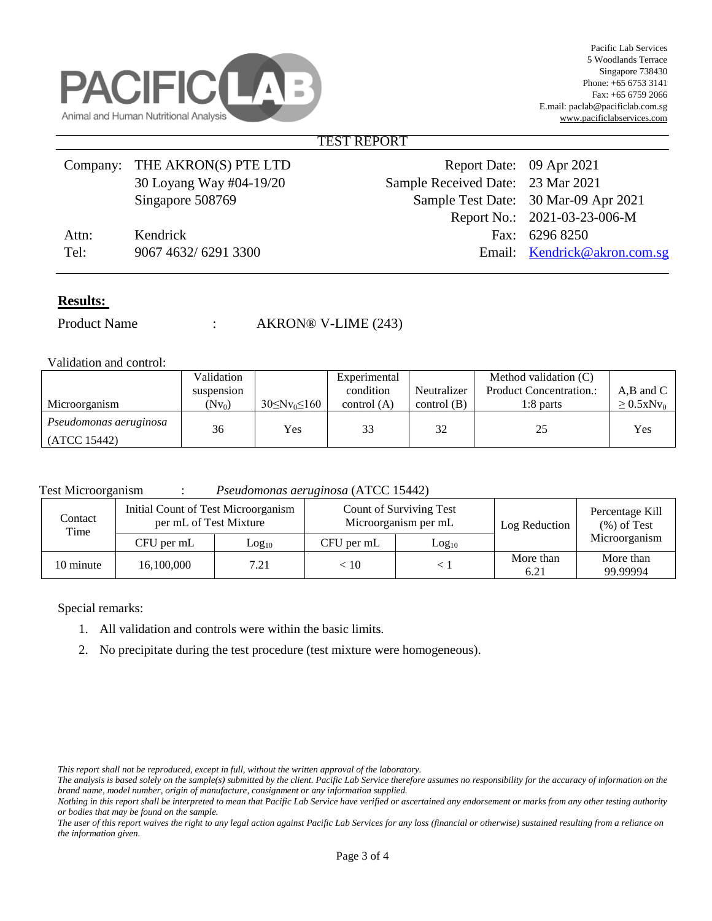Pacific Lab Services
5 Woodlands Terrace
Singapore 738430
Phone: +65 6753 3141
Fax: +65 6759 2066
E.mail: paclab@pacificlab.com.sg
www.pacificlabservices.com

PACIFIC LAB
Animal and Human Nutritional Analysis

## TEST REPORT

| | | | |
|---|---|---|---|
| Company: | THE AKRON(S) PTE LTD | Report Date: | 09 Apr 2021 |
| | 30 Loyang Way #04-19/20 | Sample Received Date: | 23 Mar 2021 |
| | Singapore 508769 | Sample Test Date: | 30 Mar-09 Apr 2021 |
| | | Report No.: | 2021-03-23-006-M |
| Attn: | Kendrick | Fax: | 6296 8250 |
| Tel: | 9067 4632/ 6291 3300 | Email: | Kendrick@akron.com.sg |

**Results:**

Product Name : AKRON® V-LIME (243)

Validation and control:

| Microorganism | Validation suspension ($Nv_0$) | $30 \leq Nv_0 \leq 160$ | Experimental condition control (A) | Neutralizer control (B) | Method validation (C) Product Concentration.: 1:8 parts | A,B and C $\geq 0.5xNv_0$ |
|---|---|---|---|---|---|---|
| *Pseudomonas aeruginosa* (ATCC 15442) | 36 | Yes | 33 | 32 | 25 | Yes |

Test Microorganism : *Pseudomonas aeruginosa* (ATCC 15442)

| Contact Time | Initial Count of Test Microorganism per mL of Test Mixture | | Count of Surviving Test Microorganism per mL | | Log Reduction | Percentage Kill (%) of Test Microorganism |
|---|---|---|---|---|---|---|
| | CFU per mL | $Log_{10}$ | CFU per mL | $Log_{10}$ | | |
| 10 minute | 16,100,000 | 7.21 | < 10 | < 1 | More than 6.21 | More than 99.99994 |

Special remarks:

1. All validation and controls were within the basic limits.
2. No precipitate during the test procedure (test mixture were homogeneous).

*This report shall not be reproduced, except in full, without the written approval of the laboratory.*
*The analysis is based solely on the sample(s) submitted by the client. Pacific Lab Service therefore assumes no responsibility for the accuracy of information on the brand name, model number, origin of manufacture, consignment or any information supplied.*
*Nothing in this report shall be interpreted to mean that Pacific Lab Service have verified or ascertained any endorsement or marks from any other testing authority or bodies that may be found on the sample.*
*The user of this report waives the right to any legal action against Pacific Lab Services for any loss (financial or otherwise) sustained resulting from a reliance on the information given.*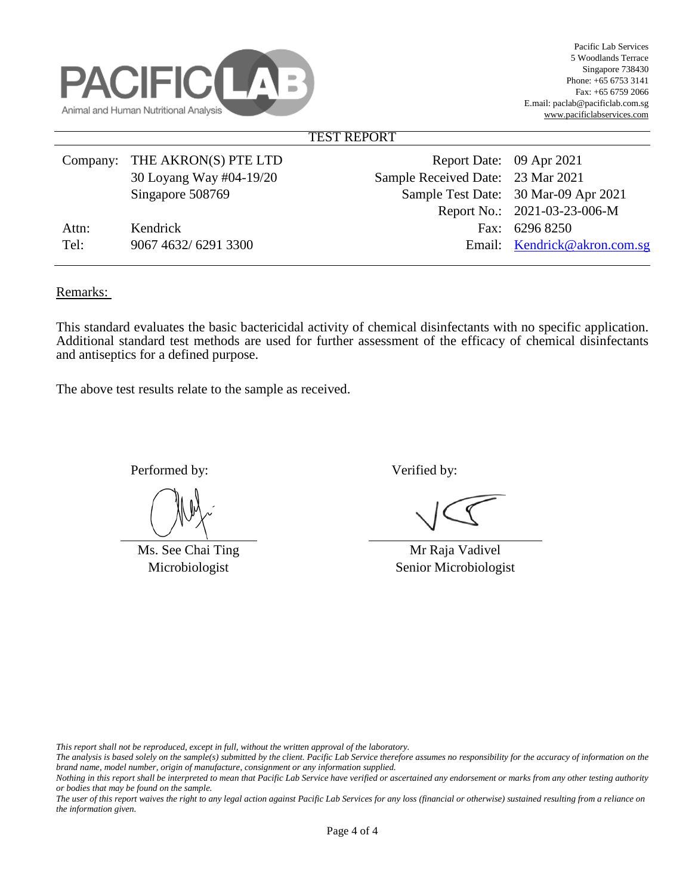Pacific Lab Services
5 Woodlands Terrace
Singapore 738430
Phone: +65 6753 3141
Fax: +65 6759 2066
E.mail: paclab@pacificlab.com.sg
www.pacificlabservices.com

PACIFIC LAB
Animal and Human Nutritional Analysis

## TEST REPORT

| | | | |
|---|---|---|---|
| Company: | THE AKRON(S) PTE LTD | Report Date: | 09 Apr 2021 |
| | 30 Loyang Way #04-19/20 | Sample Received Date: | 23 Mar 2021 |
| | Singapore 508769 | Sample Test Date: | 30 Mar-09 Apr 2021 |
| | | Report No.: | 2021-03-23-006-M |
| Attn: | Kendrick | Fax: | 6296 8250 |
| Tel: | 9067 4632/ 6291 3300 | Email: | Kendrick@akron.com.sg |

Remarks:

This standard evaluates the basic bactericidal activity of chemical disinfectants with no specific application. Additional standard test methods are used for further assessment of the efficacy of chemical disinfectants and antiseptics for a defined purpose.

The above test results relate to the sample as received.

Performed by:

Ms. See Chai Ting
Microbiologist

Verified by:

Mr Raja Vadivel
Senior Microbiologist

*This report shall not be reproduced, except in full, without the written approval of the laboratory.*
*The analysis is based solely on the sample(s) submitted by the client. Pacific Lab Service therefore assumes no responsibility for the accuracy of information on the brand name, model number, origin of manufacture, consignment or any information supplied.*
*Nothing in this report shall be interpreted to mean that Pacific Lab Service have verified or ascertained any endorsement or marks from any other testing authority or bodies that may be found on the sample.*
*The user of this report waives the right to any legal action against Pacific Lab Services for any loss (financial or otherwise) sustained resulting from a reliance on the information given.*